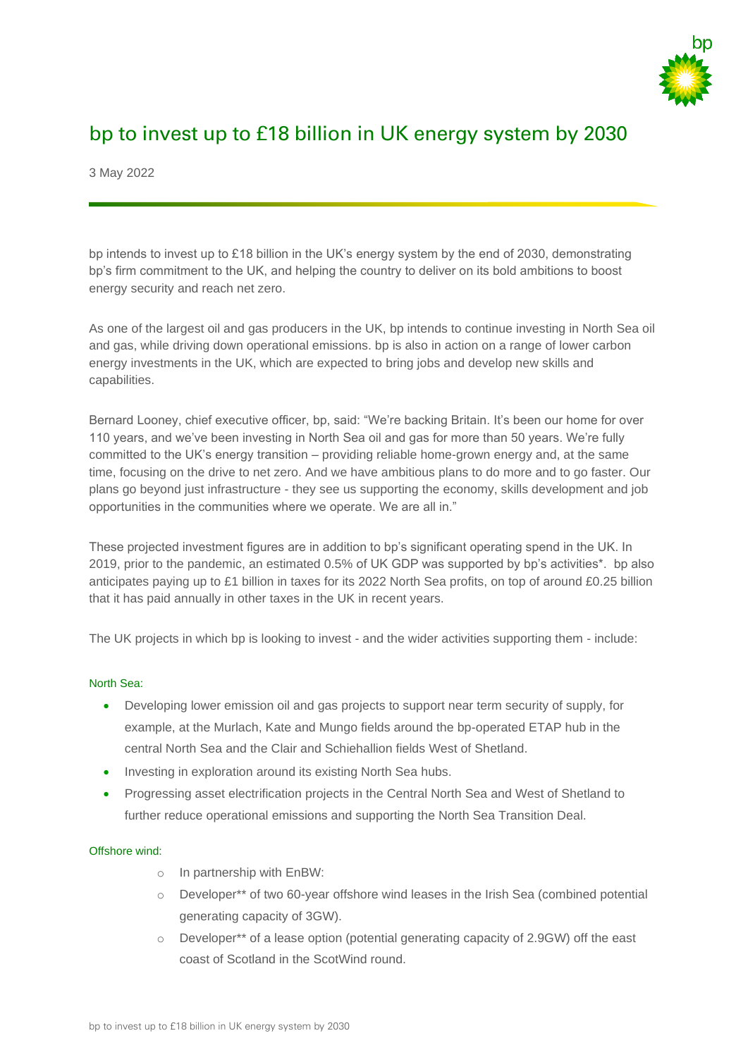# bp to invest up to £18 billion in UK energy system by 2030

3 May 2022

bp intends to invest up to £18 billion in the UK's energy system by the end of 2030, demonstrating bp's firm commitment to the UK, and helping the country to deliver on its bold ambitions to boost energy security and reach net zero.

As one of the largest oil and gas producers in the UK, bp intends to continue investing in North Sea oil and gas, while driving down operational emissions. bp is also in action on a range of lower carbon energy investments in the UK, which are expected to bring jobs and develop new skills and capabilities.

Bernard Looney, chief executive officer, bp, said: "We're backing Britain. It's been our home for over 110 years, and we've been investing in North Sea oil and gas for more than 50 years. We're fully committed to the UK's energy transition – providing reliable home-grown energy and, at the same time, focusing on the drive to net zero. And we have ambitious plans to do more and to go faster. Our plans go beyond just infrastructure - they see us supporting the economy, skills development and job opportunities in the communities where we operate. We are all in."

These projected investment figures are in addition to bp's significant operating spend in the UK. In 2019, prior to the pandemic, an estimated 0.5% of UK GDP was supported by bp's activities*. bp also anticipates paying up to £1 billion in taxes for its 2022 North Sea profits, on top of around £0.25 billion that it has paid annually in other taxes in the UK in recent years.

The UK projects in which bp is looking to invest - and the wider activities supporting them - include:

#### North Sea:

- Developing lower emission oil and gas projects to support near term security of supply, for example, at the Murlach, Kate and Mungo fields around the bp-operated ETAP hub in the central North Sea and the Clair and Schiehallion fields West of Shetland.
- Investing in exploration around its existing North Sea hubs.
- Progressing asset electrification projects in the Central North Sea and West of Shetland to further reduce operational emissions and supporting the North Sea Transition Deal.

#### Offshore wind:

- In partnership with EnBW:
- Developer** of two 60-year offshore wind leases in the Irish Sea (combined potential generating capacity of 3GW).
- Developer** of a lease option (potential generating capacity of 2.9GW) off the east coast of Scotland in the ScotWind round.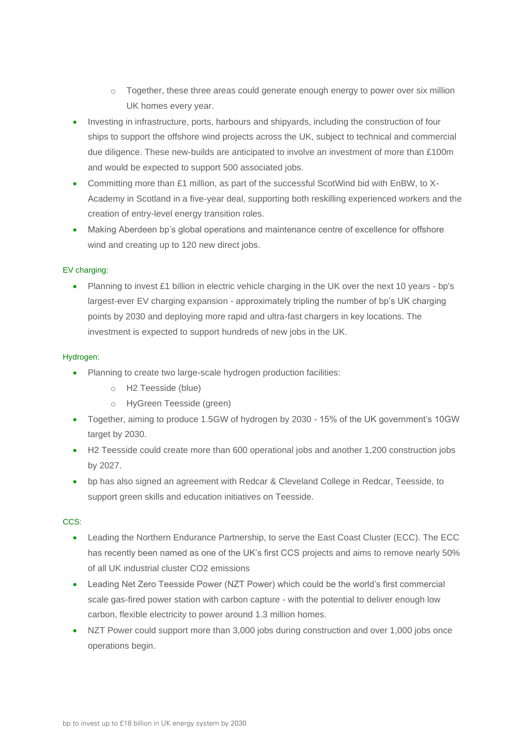- Together, these three areas could generate enough energy to power over six million UK homes every year.
- Investing in infrastructure, ports, harbours and shipyards, including the construction of four ships to support the offshore wind projects across the UK, subject to technical and commercial due diligence. These new-builds are anticipated to involve an investment of more than £100m and would be expected to support 500 associated jobs.
- Committing more than £1 million, as part of the successful ScotWind bid with EnBW, to X-Academy in Scotland in a five-year deal, supporting both reskilling experienced workers and the creation of entry-level energy transition roles.
- Making Aberdeen bp's global operations and maintenance centre of excellence for offshore wind and creating up to 120 new direct jobs.

EV charging:

- Planning to invest £1 billion in electric vehicle charging in the UK over the next 10 years - bp's largest-ever EV charging expansion - approximately tripling the number of bp's UK charging points by 2030 and deploying more rapid and ultra-fast chargers in key locations. The investment is expected to support hundreds of new jobs in the UK.

Hydrogen:

- Planning to create two large-scale hydrogen production facilities:
    - H2 Teesside (blue)
    - HyGreen Teesside (green)
- Together, aiming to produce 1.5GW of hydrogen by 2030 - 15% of the UK government's 10GW target by 2030.
- H2 Teesside could create more than 600 operational jobs and another 1,200 construction jobs by 2027.
- bp has also signed an agreement with Redcar & Cleveland College in Redcar, Teesside, to support green skills and education initiatives on Teesside.

CCS:

- Leading the Northern Endurance Partnership, to serve the East Coast Cluster (ECC). The ECC has recently been named as one of the UK's first CCS projects and aims to remove nearly 50% of all UK industrial cluster $CO_2$ emissions
- Leading Net Zero Teesside Power (NZT Power) which could be the world's first commercial scale gas-fired power station with carbon capture - with the potential to deliver enough low carbon, flexible electricity to power around 1.3 million homes.
- NZT Power could support more than 3,000 jobs during construction and over 1,000 jobs once operations begin.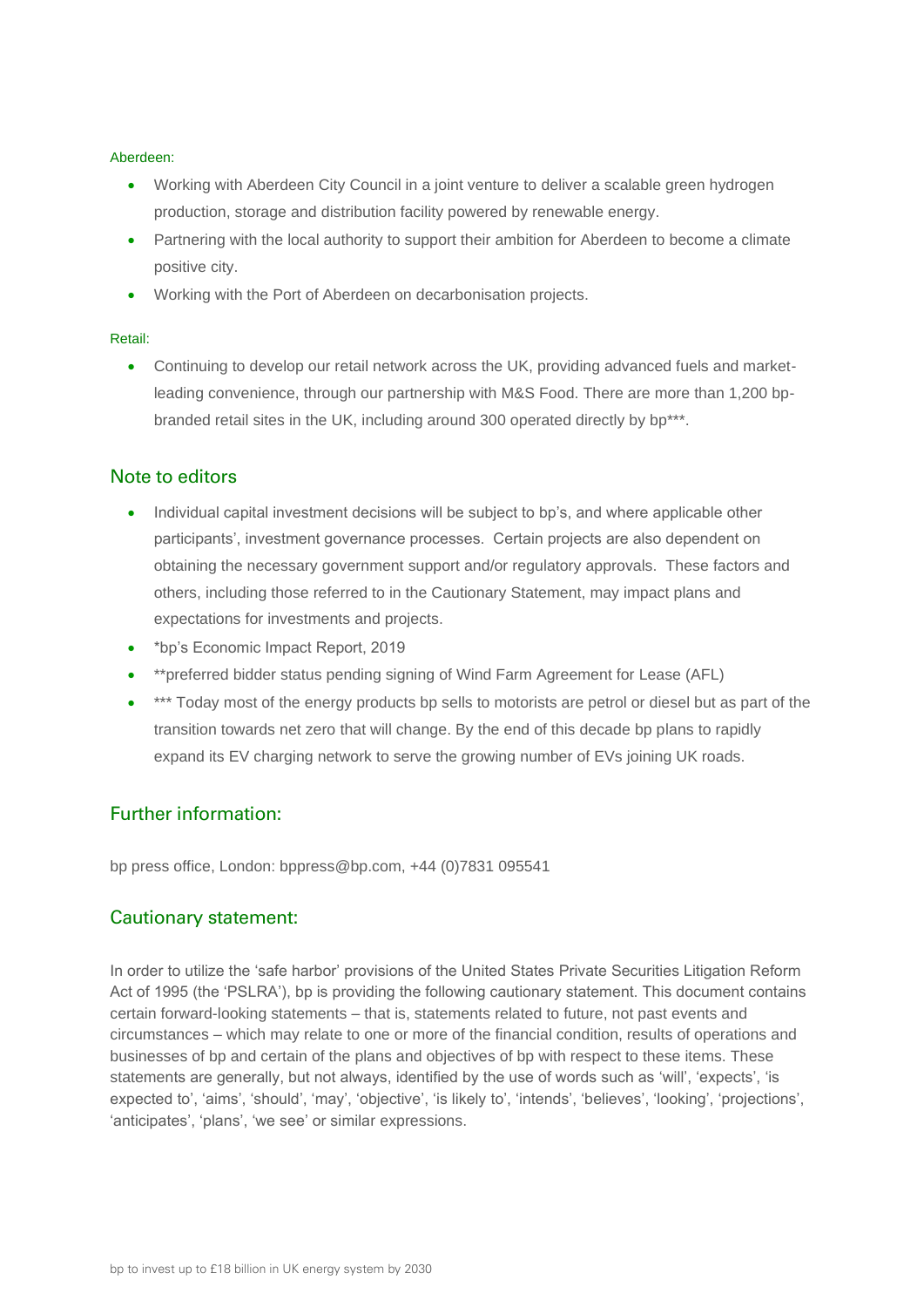Aberdeen:

- Working with Aberdeen City Council in a joint venture to deliver a scalable green hydrogen production, storage and distribution facility powered by renewable energy.
- Partnering with the local authority to support their ambition for Aberdeen to become a climate positive city.
- Working with the Port of Aberdeen on decarbonisation projects.

Retail:

- Continuing to develop our retail network across the UK, providing advanced fuels and market-leading convenience, through our partnership with M&S Food. There are more than 1,200 bp-branded retail sites in the UK, including around 300 operated directly by bp***.

## Note to editors

- Individual capital investment decisions will be subject to bp's, and where applicable other participants', investment governance processes. Certain projects are also dependent on obtaining the necessary government support and/or regulatory approvals. These factors and others, including those referred to in the Cautionary Statement, may impact plans and expectations for investments and projects.
- *bp's Economic Impact Report, 2019
- **preferred bidder status pending signing of Wind Farm Agreement for Lease (AFL)
- *** Today most of the energy products bp sells to motorists are petrol or diesel but as part of the transition towards net zero that will change. By the end of this decade bp plans to rapidly expand its EV charging network to serve the growing number of EVs joining UK roads.

## Further information:

bp press office, London: bppress@bp.com, +44 (0)7831 095541

## Cautionary statement:

In order to utilize the 'safe harbor' provisions of the United States Private Securities Litigation Reform Act of 1995 (the 'PSLRA'), bp is providing the following cautionary statement. This document contains certain forward-looking statements – that is, statements related to future, not past events and circumstances – which may relate to one or more of the financial condition, results of operations and businesses of bp and certain of the plans and objectives of bp with respect to these items. These statements are generally, but not always, identified by the use of words such as 'will', 'expects', 'is expected to', 'aims', 'should', 'may', 'objective', 'is likely to', 'intends', 'believes', 'looking', 'projections', 'anticipates', 'plans', 'we see' or similar expressions.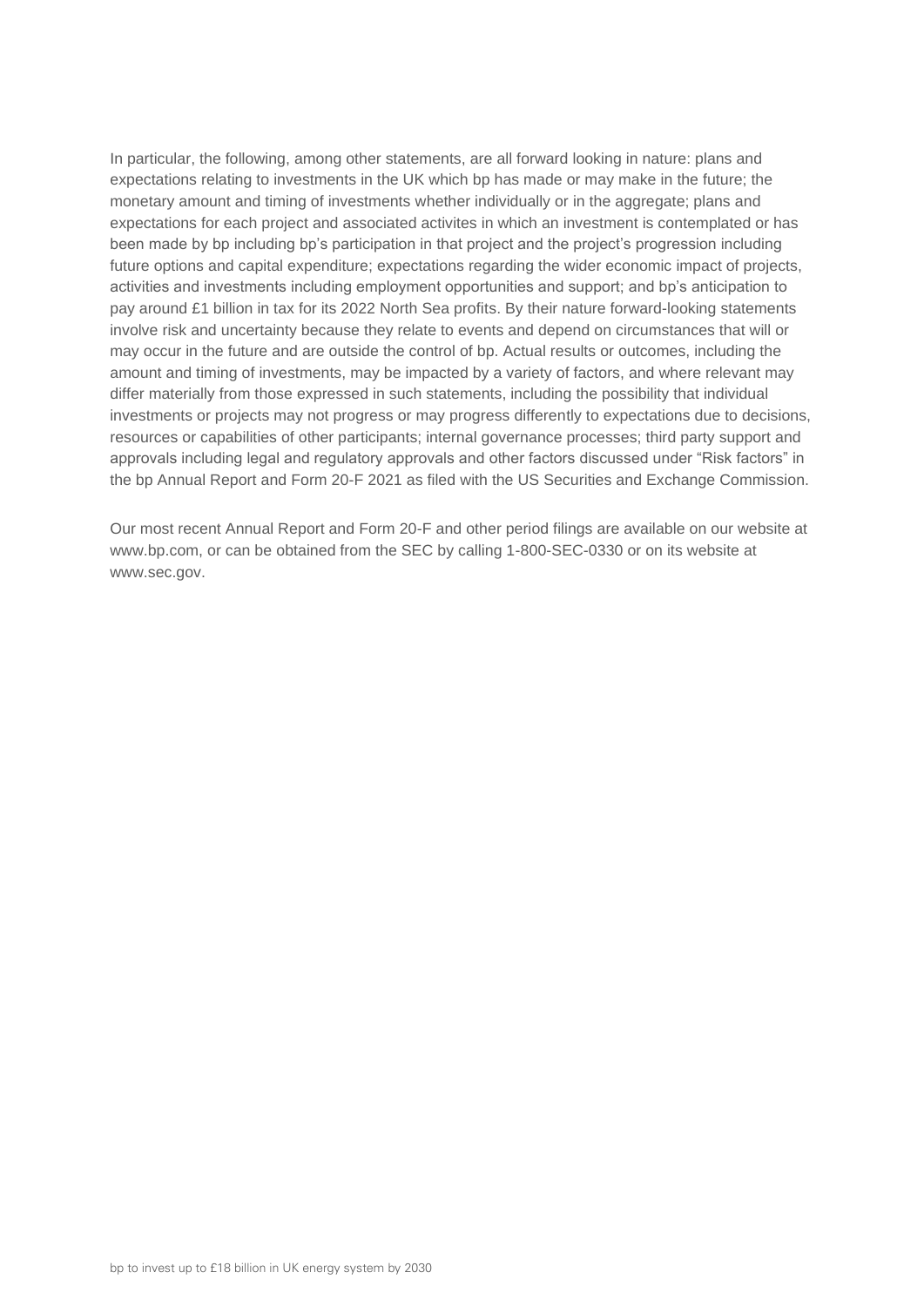In particular, the following, among other statements, are all forward looking in nature: plans and expectations relating to investments in the UK which bp has made or may make in the future; the monetary amount and timing of investments whether individually or in the aggregate; plans and expectations for each project and associated activites in which an investment is contemplated or has been made by bp including bp's participation in that project and the project's progression including future options and capital expenditure; expectations regarding the wider economic impact of projects, activities and investments including employment opportunities and support; and bp's anticipation to pay around £1 billion in tax for its 2022 North Sea profits. By their nature forward-looking statements involve risk and uncertainty because they relate to events and depend on circumstances that will or may occur in the future and are outside the control of bp. Actual results or outcomes, including the amount and timing of investments, may be impacted by a variety of factors, and where relevant may differ materially from those expressed in such statements, including the possibility that individual investments or projects may not progress or may progress differently to expectations due to decisions, resources or capabilities of other participants; internal governance processes; third party support and approvals including legal and regulatory approvals and other factors discussed under "Risk factors" in the bp Annual Report and Form 20-F 2021 as filed with the US Securities and Exchange Commission.

Our most recent Annual Report and Form 20-F and other period filings are available on our website at www.bp.com, or can be obtained from the SEC by calling 1-800-SEC-0330 or on its website at www.sec.gov.